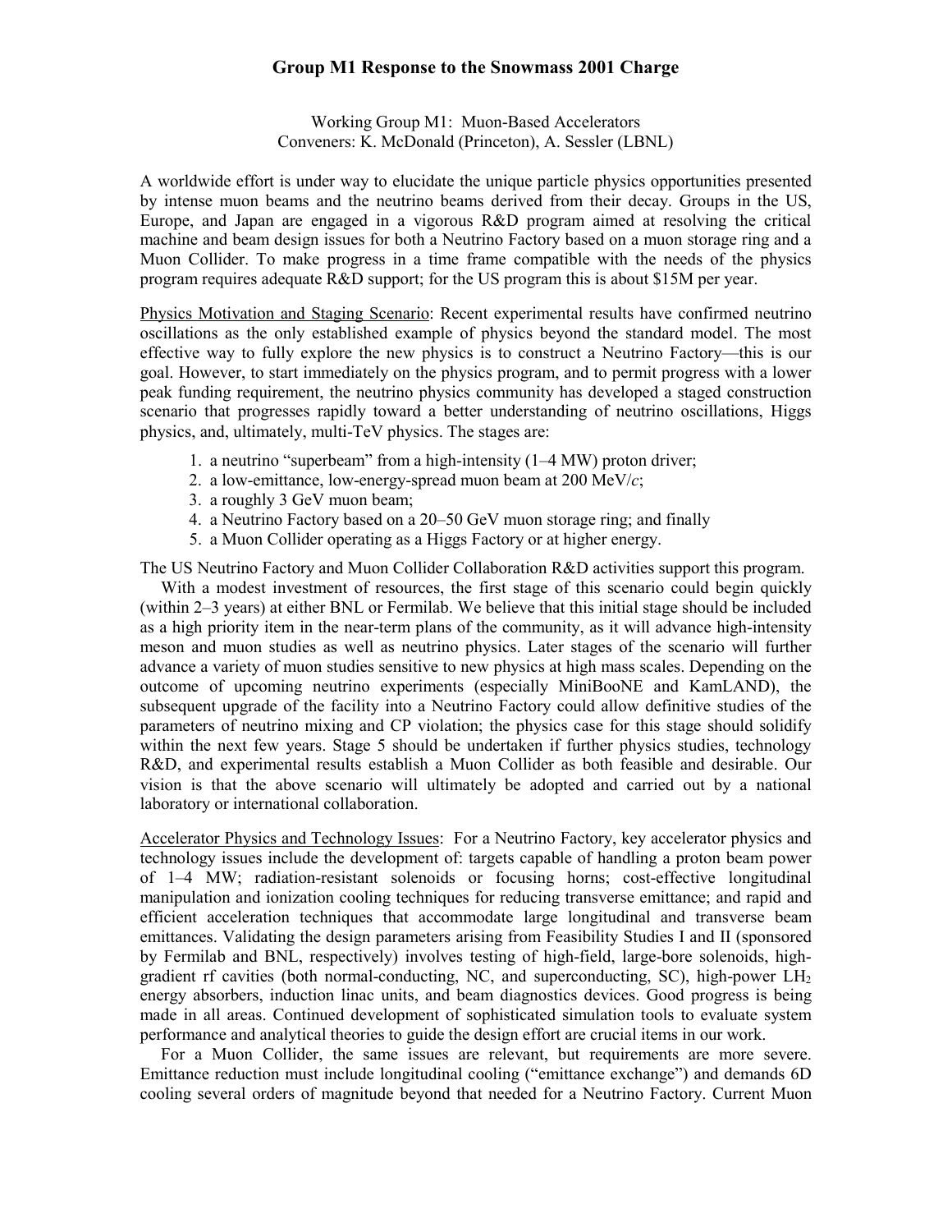# Group M1 Response to the Snowmass 2001 Charge

Working Group M1: Muon-Based Accelerators
Conveners: K. McDonald (Princeton), A. Sessler (LBNL)

A worldwide effort is under way to elucidate the unique particle physics opportunities presented by intense muon beams and the neutrino beams derived from their decay. Groups in the US, Europe, and Japan are engaged in a vigorous R&D program aimed at resolving the critical machine and beam design issues for both a Neutrino Factory based on a muon storage ring and a Muon Collider. To make progress in a time frame compatible with the needs of the physics program requires adequate R&D support; for the US program this is about \$15M per year.

Physics Motivation and Staging Scenario: Recent experimental results have confirmed neutrino oscillations as the only established example of physics beyond the standard model. The most effective way to fully explore the new physics is to construct a Neutrino Factory—this is our goal. However, to start immediately on the physics program, and to permit progress with a lower peak funding requirement, the neutrino physics community has developed a staged construction scenario that progresses rapidly toward a better understanding of neutrino oscillations, Higgs physics, and, ultimately, multi-TeV physics. The stages are:

1. a neutrino "superbeam" from a high-intensity (1–4 MW) proton driver;
2. a low-emittance, low-energy-spread muon beam at 200 MeV/$c$;
3. a roughly 3 GeV muon beam;
4. a Neutrino Factory based on a 20–50 GeV muon storage ring; and finally
5. a Muon Collider operating as a Higgs Factory or at higher energy.

The US Neutrino Factory and Muon Collider Collaboration R&D activities support this program.

With a modest investment of resources, the first stage of this scenario could begin quickly (within 2–3 years) at either BNL or Fermilab. We believe that this initial stage should be included as a high priority item in the near-term plans of the community, as it will advance high-intensity meson and muon studies as well as neutrino physics. Later stages of the scenario will further advance a variety of muon studies sensitive to new physics at high mass scales. Depending on the outcome of upcoming neutrino experiments (especially MiniBooNE and KamLAND), the subsequent upgrade of the facility into a Neutrino Factory could allow definitive studies of the parameters of neutrino mixing and CP violation; the physics case for this stage should solidify within the next few years. Stage 5 should be undertaken if further physics studies, technology R&D, and experimental results establish a Muon Collider as both feasible and desirable. Our vision is that the above scenario will ultimately be adopted and carried out by a national laboratory or international collaboration.

Accelerator Physics and Technology Issues: For a Neutrino Factory, key accelerator physics and technology issues include the development of: targets capable of handling a proton beam power of 1–4 MW; radiation-resistant solenoids or focusing horns; cost-effective longitudinal manipulation and ionization cooling techniques for reducing transverse emittance; and rapid and efficient acceleration techniques that accommodate large longitudinal and transverse beam emittances. Validating the design parameters arising from Feasibility Studies I and II (sponsored by Fermilab and BNL, respectively) involves testing of high-field, large-bore solenoids, high-gradient rf cavities (both normal-conducting, NC, and superconducting, SC), high-power $LH_2$ energy absorbers, induction linac units, and beam diagnostics devices. Good progress is being made in all areas. Continued development of sophisticated simulation tools to evaluate system performance and analytical theories to guide the design effort are crucial items in our work.

For a Muon Collider, the same issues are relevant, but requirements are more severe. Emittance reduction must include longitudinal cooling ("emittance exchange") and demands 6D cooling several orders of magnitude beyond that needed for a Neutrino Factory. Current Muon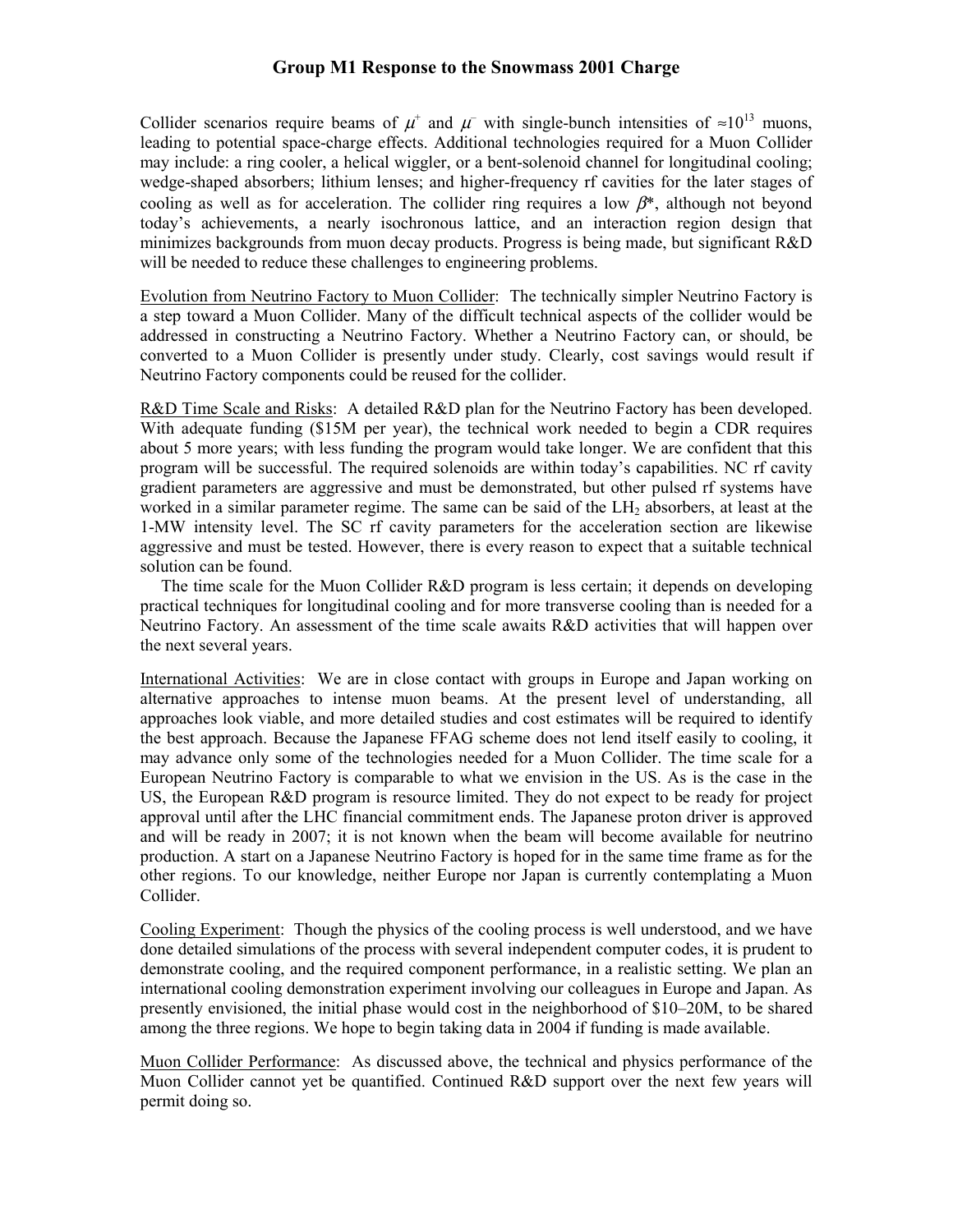Collider scenarios require beams of $\mu^+$ and $\mu^-$ with single-bunch intensities of $\approx 10^{13}$ muons, leading to potential space-charge effects. Additional technologies required for a Muon Collider may include: a ring cooler, a helical wiggler, or a bent-solenoid channel for longitudinal cooling; wedge-shaped absorbers; lithium lenses; and higher-frequency rf cavities for the later stages of cooling as well as for acceleration. The collider ring requires a low $\beta^*$, although not beyond today's achievements, a nearly isochronous lattice, and an interaction region design that minimizes backgrounds from muon decay products. Progress is being made, but significant R&D will be needed to reduce these challenges to engineering problems.

Evolution from Neutrino Factory to Muon Collider: The technically simpler Neutrino Factory is a step toward a Muon Collider. Many of the difficult technical aspects of the collider would be addressed in constructing a Neutrino Factory. Whether a Neutrino Factory can, or should, be converted to a Muon Collider is presently under study. Clearly, cost savings would result if Neutrino Factory components could be reused for the collider.

R&D Time Scale and Risks: A detailed R&D plan for the Neutrino Factory has been developed. With adequate funding ($15M per year), the technical work needed to begin a CDR requires about 5 more years; with less funding the program would take longer. We are confident that this program will be successful. The required solenoids are within today's capabilities. NC rf cavity gradient parameters are aggressive and must be demonstrated, but other pulsed rf systems have worked in a similar parameter regime. The same can be said of the $LH_2$ absorbers, at least at the 1-MW intensity level. The SC rf cavity parameters for the acceleration section are likewise aggressive and must be tested. However, there is every reason to expect that a suitable technical solution can be found.

The time scale for the Muon Collider R&D program is less certain; it depends on developing practical techniques for longitudinal cooling and for more transverse cooling than is needed for a Neutrino Factory. An assessment of the time scale awaits R&D activities that will happen over the next several years.

International Activities: We are in close contact with groups in Europe and Japan working on alternative approaches to intense muon beams. At the present level of understanding, all approaches look viable, and more detailed studies and cost estimates will be required to identify the best approach. Because the Japanese FFAG scheme does not lend itself easily to cooling, it may advance only some of the technologies needed for a Muon Collider. The time scale for a European Neutrino Factory is comparable to what we envision in the US. As is the case in the US, the European R&D program is resource limited. They do not expect to be ready for project approval until after the LHC financial commitment ends. The Japanese proton driver is approved and will be ready in 2007; it is not known when the beam will become available for neutrino production. A start on a Japanese Neutrino Factory is hoped for in the same time frame as for the other regions. To our knowledge, neither Europe nor Japan is currently contemplating a Muon Collider.

Cooling Experiment: Though the physics of the cooling process is well understood, and we have done detailed simulations of the process with several independent computer codes, it is prudent to demonstrate cooling, and the required component performance, in a realistic setting. We plan an international cooling demonstration experiment involving our colleagues in Europe and Japan. As presently envisioned, the initial phase would cost in the neighborhood of $10–20M, to be shared among the three regions. We hope to begin taking data in 2004 if funding is made available.

Muon Collider Performance: As discussed above, the technical and physics performance of the Muon Collider cannot yet be quantified. Continued R&D support over the next few years will permit doing so.